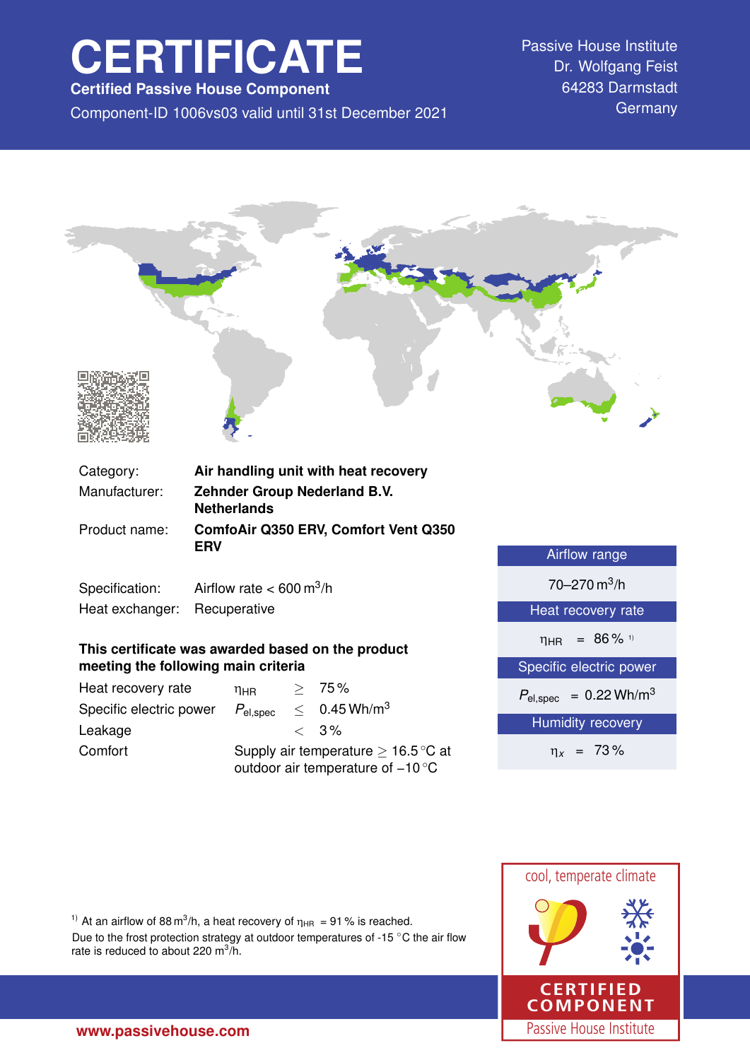# CERTIFICATE

**Certified Passive House Component**

Component-ID 1006vs03 valid until 31st December 2021

Passive House Institute
Dr. Wolfgang Feist
64283 Darmstadt
Germany

| | |
|---|---|
| Category: | **Air handling unit with heat recovery** |
| Manufacturer: | **Zehnder Group Nederland B.V. Netherlands** |
| Product name: | **ComfoAir Q350 ERV, Comfort Vent Q350 ERV** |

Specification: Airflow rate < 600 $m^3/h$

Heat exchanger: Recuperative

**This certificate was awarded based on the product meeting the following main criteria**

| | | | |
|---|---|---|---|
| Heat recovery rate | $\eta_{HR}$ | $\geq$ | 75 % |
| Specific electric power | $P_{el,spec}$ | $\leq$ | 0.45 $Wh/m^3$ |
| Leakage | | $<$ | 3 % |
| Comfort | Supply air temperature $\geq$ 16.5 °C at outdoor air temperature of −10 °C | | |

| Airflow range |
|---|
| 70–270 $m^3/h$ |
| **Heat recovery rate** |
| $\eta_{HR}$ = 86 % [1] |
| **Specific electric power** |
| $P_{el,spec}$ = 0.22 $Wh/m^3$ |
| **Humidity recovery** |
| $\eta_x$ = 73 % |

[1] At an airflow of 88 $m^3/h$, a heat recovery of $\eta_{HR}$ = 91 % is reached.
Due to the frost protection strategy at outdoor temperatures of -15 °C the air flow rate is reduced to about 220 $m^3/h$.

cool, temperate climate

CERTIFIED COMPONENT
Passive House Institute

www.passivehouse.com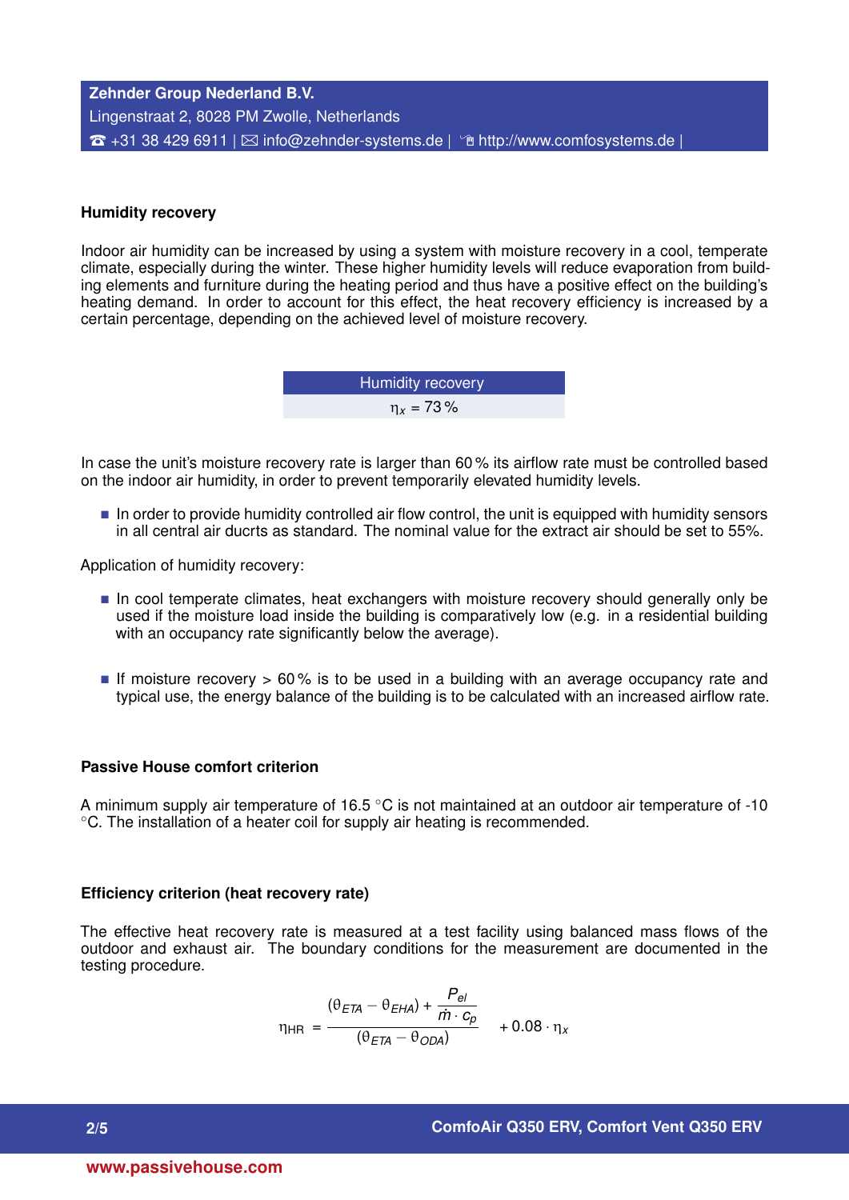Zehnder Group Nederland B.V.
Lingenstraat 2, 8028 PM Zwolle, Netherlands
☎ +31 38 429 6911 | ✉ info@zehnder-systems.de | http://www.comfosystems.de |

### Humidity recovery

Indoor air humidity can be increased by using a system with moisture recovery in a cool, temperate climate, especially during the winter. These higher humidity levels will reduce evaporation from building elements and furniture during the heating period and thus have a positive effect on the building's heating demand. In order to account for this effect, the heat recovery efficiency is increased by a certain percentage, depending on the achieved level of moisture recovery.

| Humidity recovery |
|---|
| $\eta_x$ = 73 % |

In case the unit's moisture recovery rate is larger than 60 % its airflow rate must be controlled based on the indoor air humidity, in order to prevent temporarily elevated humidity levels.

- In order to provide humidity controlled air flow control, the unit is equipped with humidity sensors in all central air ducrts as standard. The nominal value for the extract air should be set to 55%.

Application of humidity recovery:

- In cool temperate climates, heat exchangers with moisture recovery should generally only be used if the moisture load inside the building is comparatively low (e.g. in a residential building with an occupancy rate significantly below the average).
- If moisture recovery > 60 % is to be used in a building with an average occupancy rate and typical use, the energy balance of the building is to be calculated with an increased airflow rate.

### Passive House comfort criterion

A minimum supply air temperature of 16.5 °C is not maintained at an outdoor air temperature of -10 °C. The installation of a heater coil for supply air heating is recommended.

### Efficiency criterion (heat recovery rate)

The effective heat recovery rate is measured at a test facility using balanced mass flows of the outdoor and exhaust air. The boundary conditions for the measurement are documented in the testing procedure.

$$\eta_{\text{HR}} = \frac{(\theta_{ETA} - \theta_{EHA}) + \frac{P_{el}}{\dot{m} \cdot c_p}}{(\theta_{ETA} - \theta_{ODA})} + 0.08 \cdot \eta_x$$

ComfoAir Q350 ERV, Comfort Vent Q350 ERV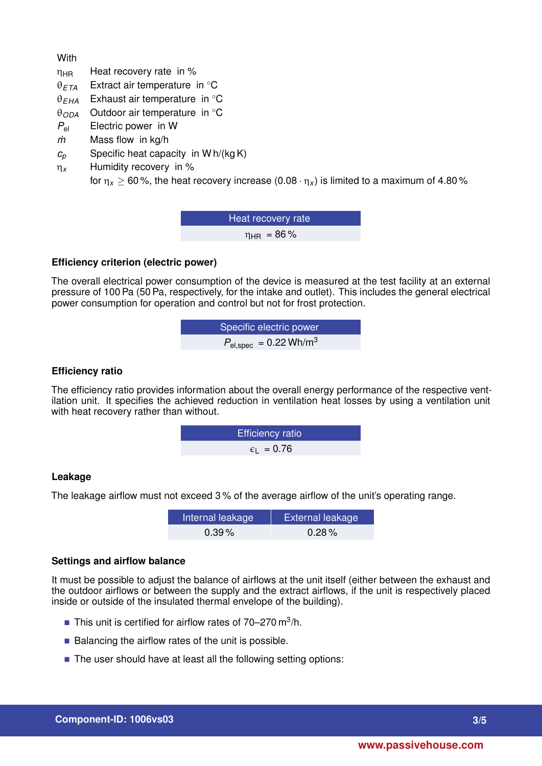With

| | |
|---|---|
| $\eta_{HR}$ | Heat recovery rate in % |
| $\theta_{ETA}$ | Extract air temperature in °C |
| $\theta_{EHA}$ | Exhaust air temperature in °C |
| $\theta_{ODA}$ | Outdoor air temperature in °C |
| $P_{el}$ | Electric power in W |
| $\dot{m}$ | Mass flow in kg/h |
| $c_p$ | Specific heat capacity in W h/(kg K) |
| $\eta_x$ | Humidity recovery in % |
| | for $\eta_x \geq 60\,\%$, the heat recovery increase $(0.08 \cdot \eta_x)$ is limited to a maximum of 4.80 % |

| Heat recovery rate |
|---|
| $\eta_{HR}$ = 86 % |

**Efficiency criterion (electric power)**

The overall electrical power consumption of the device is measured at the test facility at an external pressure of 100 Pa (50 Pa, respectively, for the intake and outlet). This includes the general electrical power consumption for operation and control but not for frost protection.

| Specific electric power |
|---|
| $P_{el,spec}$ = 0.22 Wh/m$^3$ |

**Efficiency ratio**

The efficiency ratio provides information about the overall energy performance of the respective ventilation unit. It specifies the achieved reduction in ventilation heat losses by using a ventilation unit with heat recovery rather than without.

| Efficiency ratio |
|---|
| $\epsilon_L$ = 0.76 |

**Leakage**

The leakage airflow must not exceed 3 % of the average airflow of the unit's operating range.

| Internal leakage | External leakage |
|---|---|
| 0.39 % | 0.28 % |

**Settings and airflow balance**

It must be possible to adjust the balance of airflows at the unit itself (either between the exhaust and the outdoor airflows or between the supply and the extract airflows, if the unit is respectively placed inside or outside of the insulated thermal envelope of the building).

- This unit is certified for airflow rates of 70–270 m$^3$/h.
- Balancing the airflow rates of the unit is possible.
- The user should have at least all the following setting options: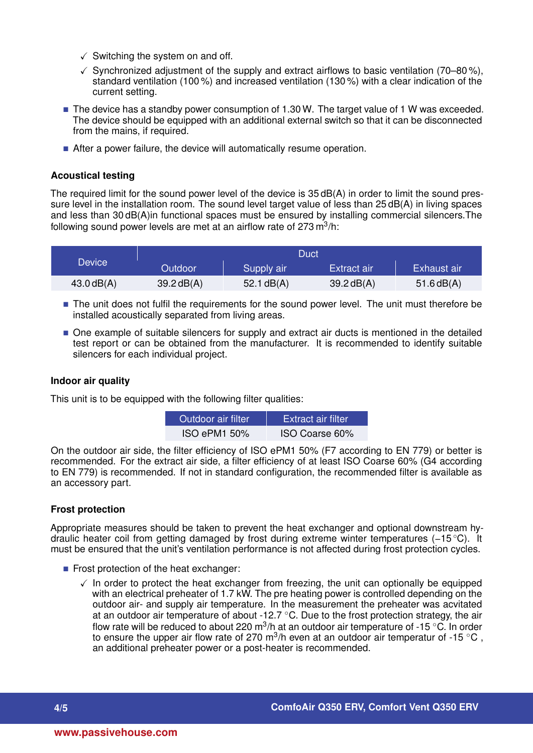- ✓ Switching the system on and off.
- ✓ Synchronized adjustment of the supply and extract airflows to basic ventilation (70–80 %), standard ventilation (100 %) and increased ventilation (130 %) with a clear indication of the current setting.

- The device has a standby power consumption of 1.30 W. The target value of 1 W was exceeded. The device should be equipped with an additional external switch so that it can be disconnected from the mains, if required.
- After a power failure, the device will automatically resume operation.

**Acoustical testing**

The required limit for the sound power level of the device is 35 dB(A) in order to limit the sound pressure level in the installation room. The sound level target value of less than 25 dB(A) in living spaces and less than 30 dB(A)in functional spaces must be ensured by installing commercial silencers.The following sound power levels are met at an airflow rate of 273 $m^3$/h:

| Device | Duct | | | |
|---|---|---|---|---|
| | Outdoor | Supply air | Extract air | Exhaust air |
| 43.0 dB(A) | 39.2 dB(A) | 52.1 dB(A) | 39.2 dB(A) | 51.6 dB(A) |

- The unit does not fulfil the requirements for the sound power level. The unit must therefore be installed acoustically separated from living areas.
- One example of suitable silencers for supply and extract air ducts is mentioned in the detailed test report or can be obtained from the manufacturer. It is recommended to identify suitable silencers for each individual project.

**Indoor air quality**

This unit is to be equipped with the following filter qualities:

| Outdoor air filter | Extract air filter |
|---|---|
| ISO ePM1 50% | ISO Coarse 60% |

On the outdoor air side, the filter efficiency of ISO ePM1 50% (F7 according to EN 779) or better is recommended. For the extract air side, a filter efficiency of at least ISO Coarse 60% (G4 according to EN 779) is recommended. If not in standard configuration, the recommended filter is available as an accessory part.

**Frost protection**

Appropriate measures should be taken to prevent the heat exchanger and optional downstream hydraulic heater coil from getting damaged by frost during extreme winter temperatures (−15 °C). It must be ensured that the unit's ventilation performance is not affected during frost protection cycles.

- Frost protection of the heat exchanger:
  - ✓ In order to protect the heat exchanger from freezing, the unit can optionally be equipped with an electrical preheater of 1.7 kW. The pre heating power is controlled depending on the outdoor air- and supply air temperature. In the measurement the preheater was acvitated at an outdoor air temperature of about -12.7 °C. Due to the frost protection strategy, the air flow rate will be reduced to about 220 $m^3$/h at an outdoor air temperature of -15 °C. In order to ensure the upper air flow rate of 270 $m^3$/h even at an outdoor air temperatur of -15 °C , an additional preheater power or a post-heater is recommended.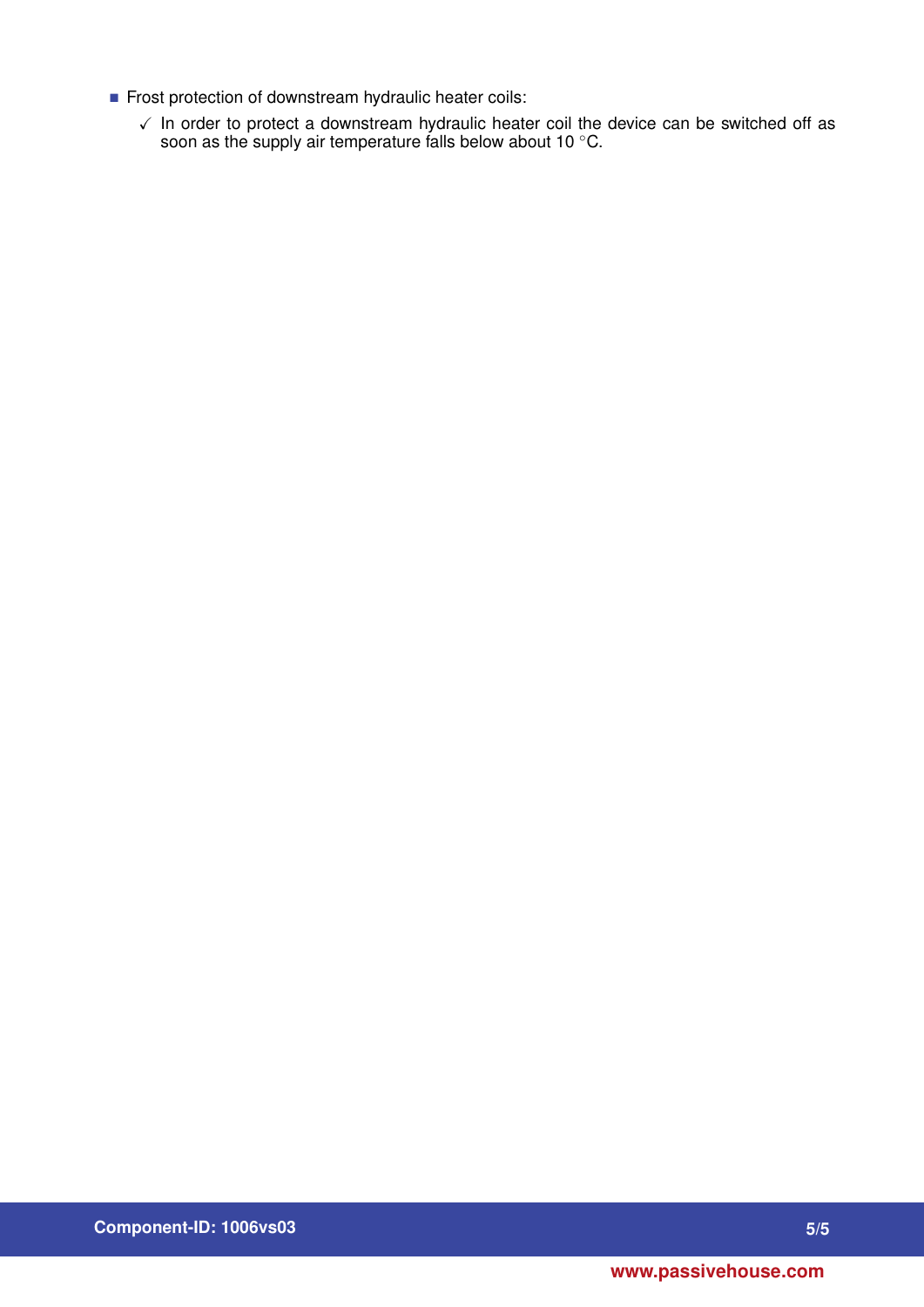- Frost protection of downstream hydraulic heater coils:
  - ✓ In order to protect a downstream hydraulic heater coil the device can be switched off as soon as the supply air temperature falls below about 10 °C.